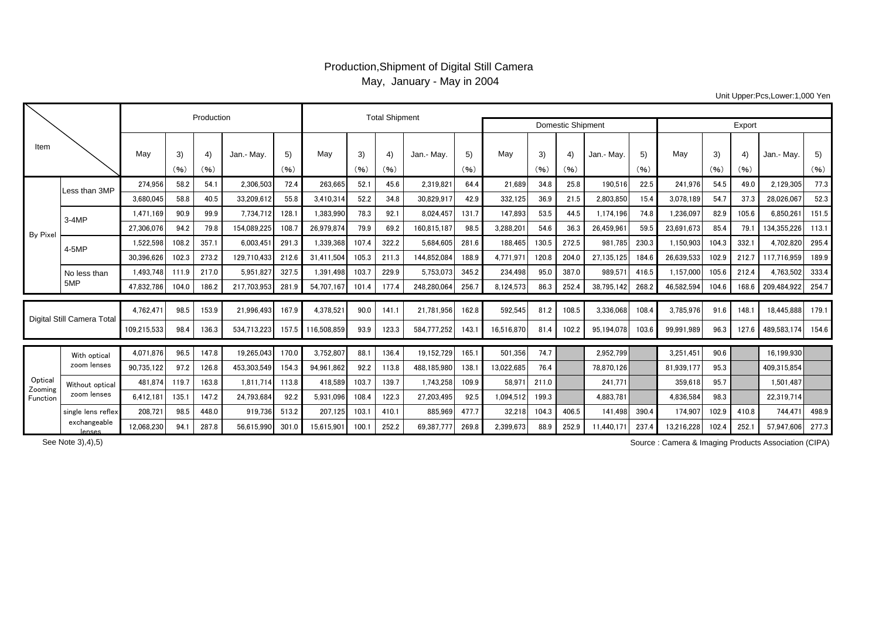# Production,Shipment of Digital Still Camera

May, January - May in 2004

Unit Upper:Pcs,Lower:1,000 Yen

| Item | | Production | | | | | Total Shipment | | | | | Domestic Shipment | | | | | Export | | | | |
|---|---|---|---|---|---|---|---|---|---|---|---|---|---|---|---|---|---|---|---|---|---|
| | | May | 3) (%) | 4) (%) | Jan.- May. | 5) (%) | May | 3) (%) | 4) (%) | Jan.- May. | 5) (%) | May | 3) (%) | 4) (%) | Jan.- May. | 5) (%) | May | 3) (%) | 4) (%) | Jan.- May. | 5) (%) |
| By Pixel | Less than 3MP | 274,956 | 58.2 | 54.1 | 2,306,503 | 72.4 | 263,665 | 52.1 | 45.6 | 2,319,821 | 64.4 | 21,689 | 34.8 | 25.8 | 190,516 | 22.5 | 241,976 | 54.5 | 49.0 | 2,129,305 | 77.3 |
| | | 3,680,045 | 58.8 | 40.5 | 33,209,612 | 55.8 | 3,410,314 | 52.2 | 34.8 | 30,829,917 | 42.9 | 332,125 | 36.9 | 21.5 | 2,803,850 | 15.4 | 3,078,189 | 54.7 | 37.3 | 28,026,067 | 52.3 |
| | 3-4MP | 1,471,169 | 90.9 | 99.9 | 7,734,712 | 128.1 | 1,383,990 | 78.3 | 92.1 | 8,024,457 | 131.7 | 147,893 | 53.5 | 44.5 | 1,174,196 | 74.8 | 1,236,097 | 82.9 | 105.6 | 6,850,261 | 151.5 |
| | | 27,306,076 | 94.2 | 79.8 | 154,089,225 | 108.7 | 26,979,874 | 79.9 | 69.2 | 160,815,187 | 98.5 | 3,288,201 | 54.6 | 36.3 | 26,459,961 | 59.5 | 23,691,673 | 85.4 | 79.1 | 134,355,226 | 113.1 |
| | 4-5MP | 1,522,598 | 108.2 | 357.1 | 6,003,451 | 291.3 | 1,339,368 | 107.4 | 322.2 | 5,684,605 | 281.6 | 188,465 | 130.5 | 272.5 | 981,785 | 230.3 | 1,150,903 | 104.3 | 332.1 | 4,702,820 | 295.4 |
| | | 30,396,626 | 102.3 | 273.2 | 129,710,433 | 212.6 | 31,411,504 | 105.3 | 211.3 | 144,852,084 | 188.9 | 4,771,971 | 120.8 | 204.0 | 27,135,125 | 184.6 | 26,639,533 | 102.9 | 212.7 | 117,716,959 | 189.9 |
| | No less than 5MP | 1,493,748 | 111.9 | 217.0 | 5,951,827 | 327.5 | 1,391,498 | 103.7 | 229.9 | 5,753,073 | 345.2 | 234,498 | 95.0 | 387.0 | 989,571 | 416.5 | 1,157,000 | 105.6 | 212.4 | 4,763,502 | 333.4 |
| | | 47,832,786 | 104.0 | 186.2 | 217,703,953 | 281.9 | 54,707,167 | 101.4 | 177.4 | 248,280,064 | 256.7 | 8,124,573 | 86.3 | 252.4 | 38,795,142 | 268.2 | 46,582,594 | 104.6 | 168.6 | 209,484,922 | 254.7 |
| Digital Still Camera Total | | 4,762,471 | 98.5 | 153.9 | 21,996,493 | 167.9 | 4,378,521 | 90.0 | 141.1 | 21,781,956 | 162.8 | 592,545 | 81.2 | 108.5 | 3,336,068 | 108.4 | 3,785,976 | 91.6 | 148.1 | 18,445,888 | 179.1 |
| | | 109,215,533 | 98.4 | 136.3 | 534,713,223 | 157.5 | 116,508,859 | 93.9 | 123.3 | 584,777,252 | 143.1 | 16,516,870 | 81.4 | 102.2 | 95,194,078 | 103.6 | 99,991,989 | 96.3 | 127.6 | 489,583,174 | 154.6 |
| Optical Zooming Function | With optical zoom lenses | 4,071,876 | 96.5 | 147.8 | 19,265,043 | 170.0 | 3,752,807 | 88.1 | 136.4 | 19,152,729 | 165.1 | 501,356 | 74.7 | | 2,952,799 | | 3,251,451 | 90.6 | | 16,199,930 | |
| | | 90,735,122 | 97.2 | 126.8 | 453,303,549 | 154.3 | 94,961,862 | 92.2 | 113.8 | 488,185,980 | 138.1 | 13,022,685 | 76.4 | | 78,870,126 | | 81,939,177 | 95.3 | | 409,315,854 | |
| | Without optical zoom lenses | 481,874 | 119.7 | 163.8 | 1,811,714 | 113.8 | 418,589 | 103.7 | 139.7 | 1,743,258 | 109.9 | 58,971 | 211.0 | | 241,771 | | 359,618 | 95.7 | | 1,501,487 | |
| | | 6,412,181 | 135.1 | 147.2 | 24,793,684 | 92.2 | 5,931,096 | 108.4 | 122.3 | 27,203,495 | 92.5 | 1,094,512 | 199.3 | | 4,883,781 | | 4,836,584 | 98.3 | | 22,319,714 | |
| | single lens reflex exchangeable lenses | 208,721 | 98.5 | 448.0 | 919,736 | 513.2 | 207,125 | 103.1 | 410.1 | 885,969 | 477.7 | 32,218 | 104.3 | 406.5 | 141,498 | 390.4 | 174,907 | 102.9 | 410.8 | 744,471 | 498.9 |
| | | 12,068,230 | 94.1 | 287.8 | 56,615,990 | 301.0 | 15,615,901 | 100.1 | 252.2 | 69,387,777 | 269.8 | 2,399,673 | 88.9 | 252.9 | 11,440,171 | 237.4 | 13,216,228 | 102.4 | 252.1 | 57,947,606 | 277.3 |

See Note 3),4),5)

Source : Camera & Imaging Products Association (CIPA)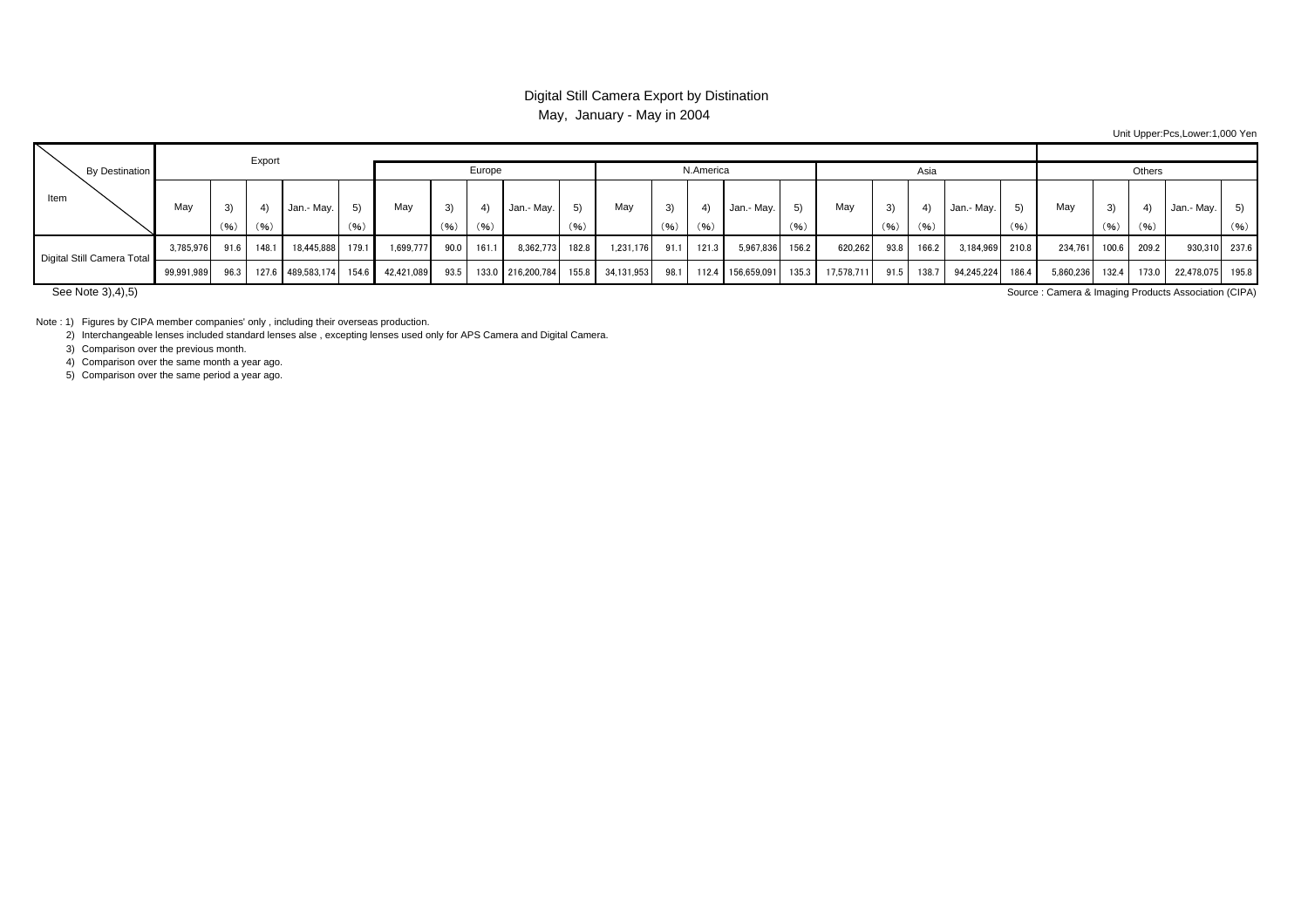# Digital Still Camera Export by Distination

May, January - May in 2004

Unit Upper:Pcs,Lower:1,000 Yen

| By Destination / Item | Export | | | | | Europe | | | | | N.America | | | | | Asia | | | | | Others | | | | |
|---|---|---|---|---|---|---|---|---|---|---|---|---|---|---|---|---|---|---|---|---|---|---|---|---|---|
| | May | 3) (%) | 4) (%) | Jan.- May. | 5) (%) | May | 3) (%) | 4) (%) | Jan.- May. | 5) (%) | May | 3) (%) | 4) (%) | Jan.- May. | 5) (%) | May | 3) (%) | 4) (%) | Jan.- May. | 5) (%) | May | 3) (%) | 4) (%) | Jan.- May. | 5) (%) |
| Digital Still Camera Total | 3,785,976 | 91.6 | 148.1 | 18,445,888 | 179.1 | 1,699,777 | 90.0 | 161.1 | 8,362,773 | 182.8 | 1,231,176 | 91.1 | 121.3 | 5,967,836 | 156.2 | 620,262 | 93.8 | 166.2 | 3,184,969 | 210.8 | 234,761 | 100.6 | 209.2 | 930,310 | 237.6 |
| | 99,991,989 | 96.3 | 127.6 | 489,583,174 | 154.6 | 42,421,089 | 93.5 | 133.0 | 216,200,784 | 155.8 | 34,131,953 | 98.1 | 112.4 | 156,659,091 | 135.3 | 17,578,711 | 91.5 | 138.7 | 94,245,224 | 186.4 | 5,860,236 | 132.4 | 173.0 | 22,478,075 | 195.8 |

See Note 3),4),5)

Source : Camera & Imaging Products Association (CIPA)

Note : 1) Figures by CIPA member companies' only , including their overseas production.

2) Interchangeable lenses included standard lenses alse , excepting lenses used only for APS Camera and Digital Camera.

3) Comparison over the previous month.

4) Comparison over the same month a year ago.

5) Comparison over the same period a year ago.